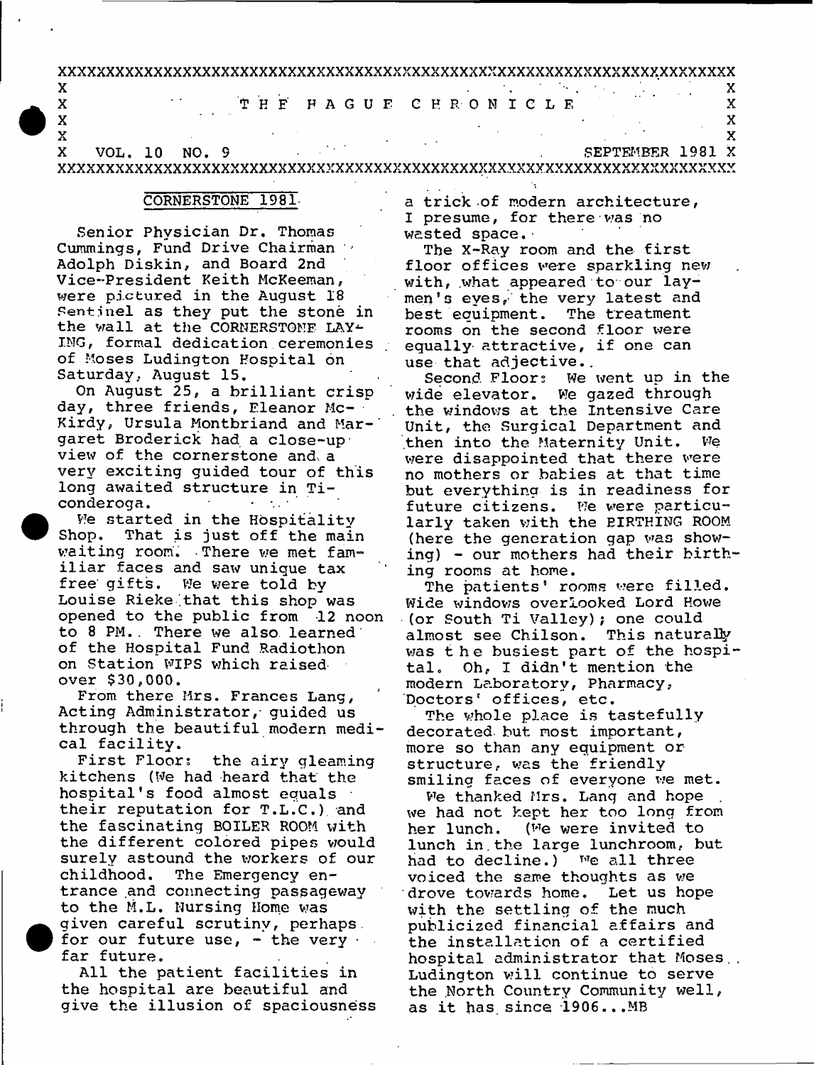# THE HAGUE CHRONICLE

VOL. 10 NO. 9 — SEPTEMBER 1981

## CORNERSTONE 1981

Senior Physician Dr. Thomas Cummings, Fund Drive Chairman Adolph Diskin, and Board 2nd Vice-President Keith McKeeman, were pictured in the August 18 Sentinel as they put the stone in the wall at the CORNERSTONE LAYING, formal dedication ceremonies of Moses Ludington Hospital on Saturday, August 15.

On August 25, a brilliant crisp day, three friends, Eleanor McKirdy, Ursula Montbriand and Margaret Broderick had a close-up view of the cornerstone and a very exciting guided tour of this long awaited structure in Ticonderoga.

We started in the Hospitality Shop. That is just off the main waiting room. There we met familiar faces and saw unique tax free gifts. We were told by Louise Rieke that this shop was opened to the public from 12 noon to 8 PM. There we also learned of the Hospital Fund Radiothon on Station WIPS which raised over $30,000.

From there Mrs. Frances Lang, Acting Administrator, guided us through the beautiful modern medical facility.

First Floor: the airy gleaming kitchens (We had heard that the hospital's food almost equals their reputation for T.L.C.) and the fascinating BOILER ROOM with the different colored pipes would surely astound the workers of our childhood. The Emergency entrance and connecting passageway to the M.L. Nursing Home was given careful scrutiny, perhaps for our future use, - the very far future.

All the patient facilities in the hospital are beautiful and give the illusion of spaciousness a trick of modern architecture, I presume, for there was no wasted space.

The X-Ray room and the first floor offices were sparkling new with, what appeared to our laymen's eyes, the very latest and best equipment. The treatment rooms on the second floor were equally attractive, if one can use that adjective.

Second Floor: We went up in the wide elevator. We gazed through the windows at the Intensive Care Unit, the Surgical Department and then into the Maternity Unit. We were disappointed that there were no mothers or babies at that time but everything is in readiness for future citizens. We were particularly taken with the BIRTHING ROOM (here the generation gap was showing) - our mothers had their birthing rooms at home.

The patients' rooms were filled. Wide windows overlooked Lord Howe (or South Ti Valley); one could almost see Chilson. This naturally was the busiest part of the hospital. Oh, I didn't mention the modern Laboratory, Pharmacy, Doctors' offices, etc.

The whole place is tastefully decorated but most important, more so than any equipment or structure, was the friendly smiling faces of everyone we met.

We thanked Mrs. Lang and hope we had not kept her too long from her lunch. (We were invited to lunch in the large lunchroom, but had to decline.) We all three voiced the same thoughts as we drove towards home. Let us hope with the settling of the much publicized financial affairs and the installation of a certified hospital administrator that Moses Ludington will continue to serve the North Country Community well, as it has since 1906...MB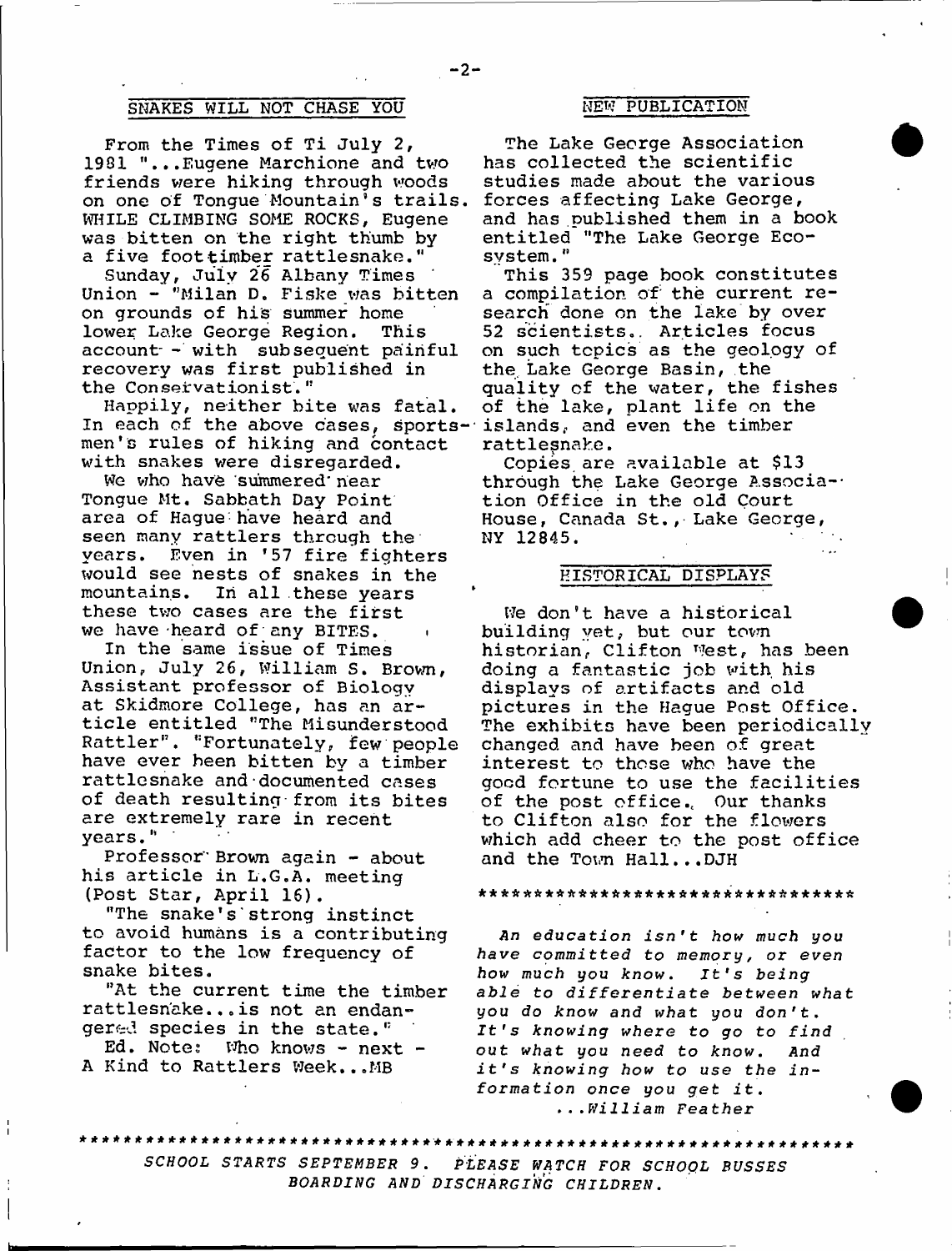## SNAKES WILL NOT CHASE YOU

From the Times of Ti July 2, 1981 "...Eugene Marchione and two friends were hiking through woods on one of Tongue Mountain's trails. WHILE CLIMBING SOME ROCKS, Eugene was bitten on the right thumb by a five foot timber rattlesnake."

Sunday, July 26 Albany Times Union - "Milan D. Fiske was bitten on grounds of his summer home lower Lake George Region. This account - with subsequent painful recovery was first published in the Conservationist."

Happily, neither bite was fatal. In each of the above cases, sportsmen's rules of hiking and contact with snakes were disregarded.

We who have summered near Tongue Mt. Sabbath Day Point area of Hague have heard and seen many rattlers through the years. Even in '57 fire fighters would see nests of snakes in the mountains. In all these years these two cases are the first we have heard of any BITES.

In the same issue of Times Union, July 26, William S. Brown, Assistant professor of Biology at Skidmore College, has an article entitled "The Misunderstood Rattler". "Fortunately, few people have ever been bitten by a timber rattlesnake and documented cases of death resulting from its bites are extremely rare in recent years."

Professor Brown again - about his article in L.G.A. meeting (Post Star, April 16).

"The snake's strong instinct to avoid humans is a contributing factor to the low frequency of snake bites.

"At the current time the timber rattlesnake...is not an endangered species in the state."

Ed. Note: Who knows - next - A Kind to Rattlers Week...MB

## NEW PUBLICATION

The Lake George Association has collected the scientific studies made about the various forces affecting Lake George, and has published them in a book entitled "The Lake George Ecosystem."

This 359 page book constitutes a compilation of the current research done on the lake by over 52 scientists. Articles focus on such topics as the geology of the Lake George Basin, the quality of the water, the fishes of the lake, plant life on the islands, and even the timber rattlesnake.

Copies are available at $13 through the Lake George Association Office in the old Court House, Canada St., Lake George, NY 12845.

## HISTORICAL DISPLAYS

We don't have a historical building yet, but our town historian, Clifton West, has been doing a fantastic job with his displays of artifacts and old pictures in the Hague Post Office. The exhibits have been periodically changed and have been of great interest to those who have the good fortune to use the facilities of the post office. Our thanks to Clifton also for the flowers which add cheer to the post office and the Town Hall...DJH

*********************************

*An education isn't how much you have committed to memory, or even how much you know. It's being able to differentiate between what you do know and what you don't. It's knowing where to go to find out what you need to know. And it's knowing how to use the information once you get it.*
*...William Feather*

*********************************

*SCHOOL STARTS SEPTEMBER 9. PLEASE WATCH FOR SCHOOL BUSSES BOARDING AND DISCHARGING CHILDREN.*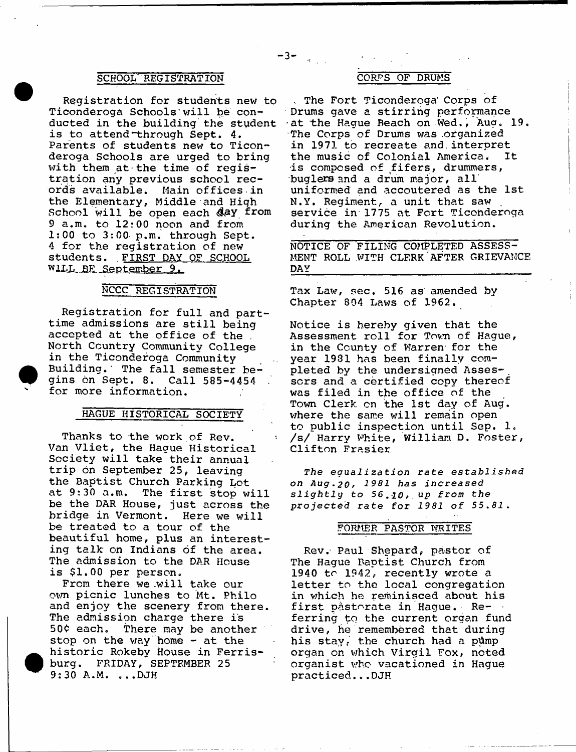## SCHOOL REGISTRATION

Registration for students new to Ticonderoga Schools will be conducted in the building the student is to attend through Sept. 4. Parents of students new to Ticonderoga Schools are urged to bring with them at the time of registration any previous school records available. Main offices in the Elementary, Middle and High School will be open each day from 9 a.m. to 12:00 noon and from 1:00 to 3:00 p.m. through Sept. 4 for the registration of new students. FIRST DAY OF SCHOOL WILL BE September 9.

## NCCC REGISTRATION

Registration for full and part-time admissions are still being accepted at the office of the North Country Community College in the Ticonderoga Community Building. The fall semester begins on Sept. 8. Call 585-4454 for more information.

## HAGUE HISTORICAL SOCIETY

Thanks to the work of Rev. Van Vliet, the Hague Historical Society will take their annual trip on September 25, leaving the Baptist Church Parking Lot at 9:30 a.m. The first stop will be the DAR House, just across the bridge in Vermont. Here we will be treated to a tour of the beautiful home, plus an interesting talk on Indians of the area. The admission to the DAR House is $1.00 per person.

From there we will take our own picnic lunches to Mt. Philo and enjoy the scenery from there. The admission charge there is 50¢ each. There may be another stop on the way home - at the historic Rokeby House in Ferrisburg. FRIDAY, SEPTEMBER 25 9:30 A.M. ...DJH

## CORPS OF DRUMS

The Fort Ticonderoga Corps of Drums gave a stirring performance at the Hague Beach on Wed., Aug. 19. The Corps of Drums was organized in 1971 to recreate and interpret the music of Colonial America. It is composed of fifers, drummers, buglers and a drum major, all uniformed and accoutered as the 1st N.Y. Regiment, a unit that saw service in 1775 at Fort Ticonderoga during the American Revolution.

## NOTICE OF FILING COMPLETED ASSESSMENT ROLL WITH CLERK AFTER GRIEVANCE DAY

Tax Law, sec. 516 as amended by Chapter 804 Laws of 1962.

Notice is hereby given that the Assessment roll for Town of Hague, in the County of Warren for the year 1981 has been finally completed by the undersigned Assessors and a certified copy thereof was filed in the office of the Town Clerk on the 1st day of Aug. where the same will remain open to public inspection until Sep. 1. /s/ Harry White, William D. Foster, Clifton Frasier

*The equalization rate established on Aug.20, 1981 has increased slightly to 56.10, up from the projected rate for 1981 of 55.81.*

## FORMER PASTOR WRITES

Rev. Paul Shepard, pastor of The Hague Baptist Church from 1940 to 1942, recently wrote a letter to the local congregation in which he reminisced about his first pastorate in Hague. Referring to the current organ fund drive, he remembered that during his stay, the church had a pump organ on which Virgil Fox, noted organist who vacationed in Hague practiced...DJH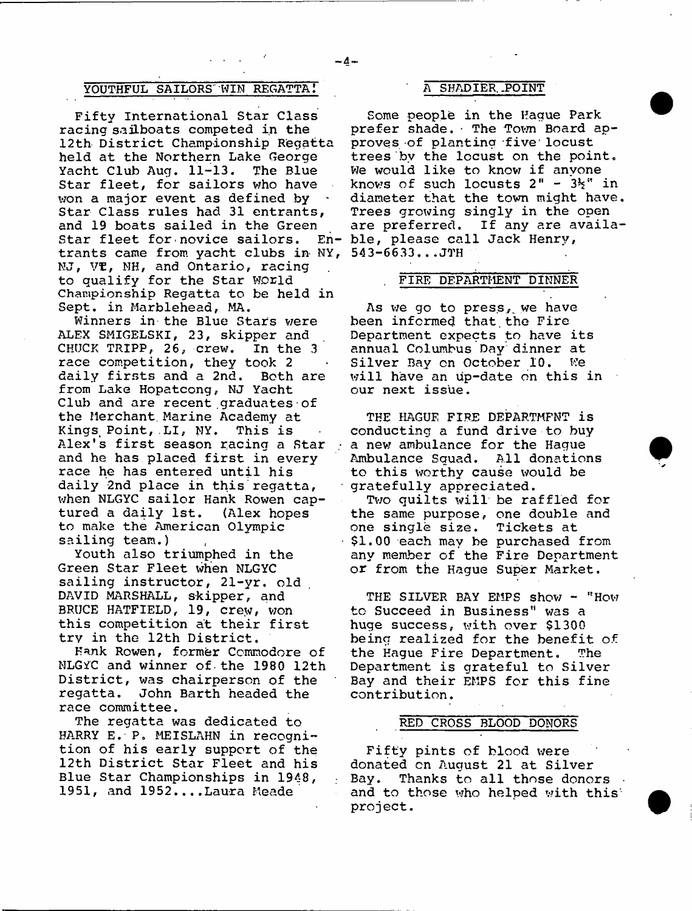## YOUTHFUL SAILORS WIN REGATTA!

Fifty International Star Class racing sailboats competed in the 12th District Championship Regatta held at the Northern Lake George Yacht Club Aug. 11-13. The Blue Star fleet, for sailors who have won a major event as defined by Star Class rules had 31 entrants, and 19 boats sailed in the Green Star fleet for novice sailors. Entrants came from yacht clubs in NY, NJ, VT, NH, and Ontario, racing to qualify for the Star World Championship Regatta to be held in Sept. in Marblehead, MA.

Winners in the Blue Stars were ALEX SMIGELSKI, 23, skipper and CHUCK TRIPP, 26, crew. In the 3 race competition, they took 2 daily firsts and a 2nd. Both are from Lake Hopatcong, NJ Yacht Club and are recent graduates of the Merchant Marine Academy at Kings Point, LI, NY. This is Alex's first season racing a Star and he has placed first in every race he has entered until his daily 2nd place in this regatta, when NLGYC sailor Hank Rowen captured a daily 1st. (Alex hopes to make the American Olympic sailing team.)

Youth also triumphed in the Green Star Fleet when NLGYC sailing instructor, 21-yr. old DAVID MARSHALL, skipper, and BRUCE HATFIELD, 19, crew, won this competition at their first try in the 12th District.

Hank Rowen, former Commodore of NLGYC and winner of the 1980 12th District, was chairperson of the regatta. John Barth headed the race committee.

The regatta was dedicated to HARRY E. P. MEISLAHN in recognition of his early support of the 12th District Star Fleet and his Blue Star Championships in 1948, 1951, and 1952....Laura Meade

## A SHADIER POINT

Some people in the Hague Park prefer shade. The Town Board approves of planting five locust trees by the locust on the point. We would like to know if anyone knows of such locusts 2" - 3½" in diameter that the town might have. Trees growing singly in the open are preferred. If any are available, please call Jack Henry, 543-6633...JTH

## FIRE DEPARTMENT DINNER

As we go to press, we have been informed that the Fire Department expects to have its annual Columbus Day dinner at Silver Bay on October 10. We will have an up-date on this in our next issue.

THE HAGUE FIRE DEPARTMENT is conducting a fund drive to buy a new ambulance for the Hague Ambulance Squad. All donations to this worthy cause would be gratefully appreciated.

Two quilts will be raffled for the same purpose, one double and one single size. Tickets at $1.00 each may be purchased from any member of the Fire Department or from the Hague Super Market.

THE SILVER BAY EMPS show - "How to Succeed in Business" was a huge success, with over $1300 being realized for the benefit of the Hague Fire Department. The Department is grateful to Silver Bay and their EMPS for this fine contribution.

## RED CROSS BLOOD DONORS

Fifty pints of blood were donated on August 21 at Silver Bay. Thanks to all those donors and to those who helped with this project.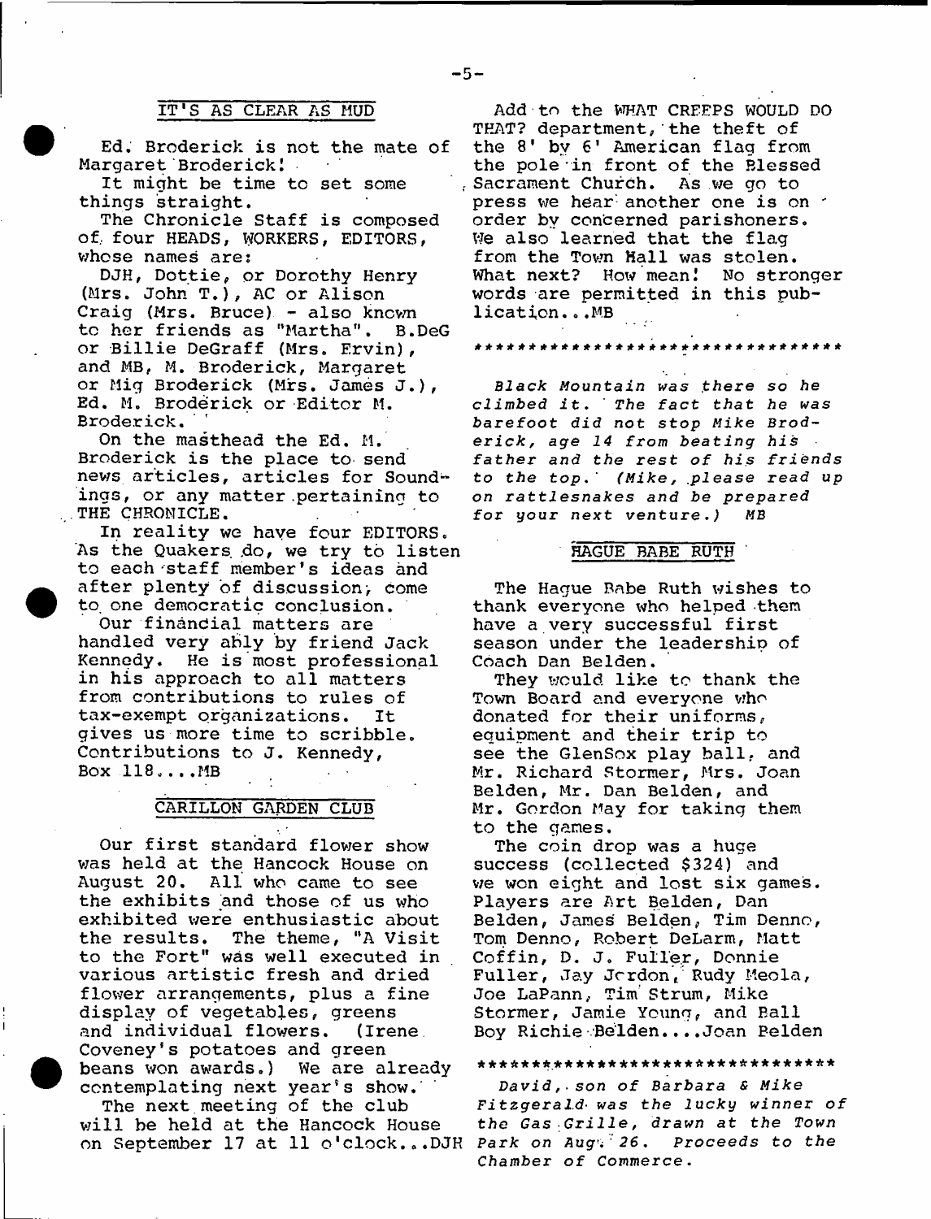## IT'S AS CLEAR AS MUD

Ed. Broderick is not the mate of Margaret Broderick!

It might be time to set some things straight.

The Chronicle Staff is composed of four HEADS, WORKERS, EDITORS, whose names are:

DJH, Dottie, or Dorothy Henry (Mrs. John T.), AC or Alison Craig (Mrs. Bruce) - also known to her friends as "Martha". B.DeG or Billie DeGraff (Mrs. Ervin), and MB, M. Broderick, Margaret or Mig Broderick (Mrs. James J.), Ed. M. Broderick or Editor M. Broderick.

On the masthead the Ed. M. Broderick is the place to send news articles, articles for Soundings, or any matter pertaining to THE CHRONICLE.

In reality we have four EDITORS. As the Quakers do, we try to listen to each staff member's ideas and after plenty of discussion, come to one democratic conclusion.

Our financial matters are handled very ably by friend Jack Kennedy. He is most professional in his approach to all matters from contributions to rules of tax-exempt organizations. It gives us more time to scribble. Contributions to J. Kennedy, Box 118....MB

## CARILLON GARDEN CLUB

Our first standard flower show was held at the Hancock House on August 20. All who came to see the exhibits and those of us who exhibited were enthusiastic about the results. The theme, "A Visit to the Fort" was well executed in various artistic fresh and dried flower arrangements, plus a fine display of vegetables, greens and individual flowers. (Irene Coveney's potatoes and green beans won awards.) We are already contemplating next year's show.

The next meeting of the club will be held at the Hancock House on September 17 at 11 o'clock...DJH

Add to the WHAT CREEPS WOULD DO THAT? department, the theft of the 8' by 6' American flag from the pole in front of the Blessed Sacrament Church. As we go to press we hear another one is on order by concerned parishoners. We also learned that the flag from the Town Hall was stolen. What next? How mean! No stronger words are permitted in this publication...MB

*********************************

*Black Mountain was there so he climbed it. The fact that he was barefoot did not stop Mike Broderick, age 14 from beating his father and the rest of his friends to the top. (Mike, please read up on rattlesnakes and be prepared for your next venture.) MB*

## HAGUE BABE RUTH

The Hague Babe Ruth wishes to thank everyone who helped them have a very successful first season under the leadership of Coach Dan Belden.

They would like to thank the Town Board and everyone who donated for their uniforms, equipment and their trip to see the GlenSox play ball, and Mr. Richard Stormer, Mrs. Joan Belden, Mr. Dan Belden, and Mr. Gordon May for taking them to the games.

The coin drop was a huge success (collected $324) and we won eight and lost six games. Players are Art Belden, Dan Belden, James Belden, Tim Denno, Tom Denno, Robert DeLarm, Matt Coffin, D. J. Fuller, Donnie Fuller, Jay Jordon, Rudy Meola, Joe LaPann, Tim Strum, Mike Stormer, Jamie Young, and Ball Boy Richie Belden....Joan Belden

*********************************

*David, son of Barbara & Mike Fitzgerald was the lucky winner of the Gas Grille, drawn at the Town Park on Aug. 26. Proceeds to the Chamber of Commerce.*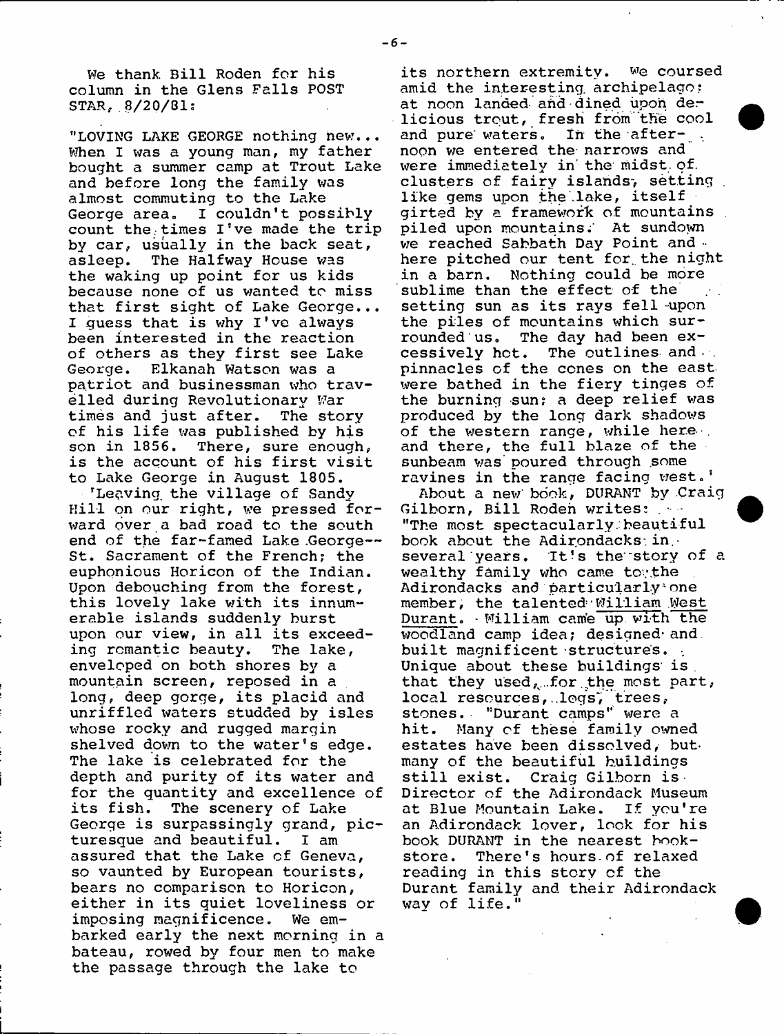We thank Bill Roden for his column in the Glens Falls POST STAR, 8/20/81:

"LOVING LAKE GEORGE nothing new... When I was a young man, my father bought a summer camp at Trout Lake and before long the family was almost commuting to the Lake George area. I couldn't possibly count the times I've made the trip by car, usually in the back seat, asleep. The Halfway House was the waking up point for us kids because none of us wanted to miss that first sight of Lake George... I guess that is why I've always been interested in the reaction of others as they first see Lake George. Elkanah Watson was a patriot and businessman who travelled during Revolutionary War times and just after. The story of his life was published by his son in 1856. There, sure enough, is the account of his first visit to Lake George in August 1805.

'Leaving the village of Sandy Hill on our right, we pressed forward over a bad road to the south end of the far-famed Lake George-- St. Sacrament of the French; the euphonious Horicon of the Indian. Upon debouching from the forest, this lovely lake with its innumerable islands suddenly burst upon our view, in all its exceeding romantic beauty. The lake, enveloped on both shores by a mountain screen, reposed in a long, deep gorge, its placid and unriffled waters studded by isles whose rocky and rugged margin shelved down to the water's edge. The lake is celebrated for the depth and purity of its water and for the quantity and excellence of its fish. The scenery of Lake George is surpassingly grand, picturesque and beautiful. I am assured that the Lake of Geneva, so vaunted by European tourists, bears no comparison to Horicon, either in its quiet loveliness or imposing magnificence. We embarked early the next morning in a bateau, rowed by four men to make the passage through the lake to its northern extremity. We coursed amid the interesting archipelago; at noon landed and dined upon delicious trout, fresh from the cool and pure waters. In the afternoon we entered the narrows and were immediately in the midst of clusters of fairy islands, setting like gems upon the lake, itself girted by a framework of mountains piled upon mountains. At sundown we reached Sabbath Day Point and here pitched our tent for the night in a barn. Nothing could be more sublime than the effect of the setting sun as its rays fell upon the piles of mountains which surrounded us. The day had been excessively hot. The outlines and pinnacles of the cones on the east were bathed in the fiery tinges of the burning sun; a deep relief was produced by the long dark shadows of the western range, while here and there, the full blaze of the sunbeam was poured through some ravines in the range facing west.'

About a new book, DURANT by Craig Gilborn, Bill Roden writes: "The most spectacularly beautiful book about the Adirondacks in several years. It's the story of a wealthy family who came to the Adirondacks and particularly one member, the talented William West Durant. William came up with the woodland camp idea; designed and built magnificent structures. Unique about these buildings is that they used, for the most part, local resources, logs, trees, stones. "Durant camps" were a hit. Many of these family owned estates have been dissolved, but many of the beautiful buildings still exist. Craig Gilborn is Director of the Adirondack Museum at Blue Mountain Lake. If you're an Adirondack lover, look for his book DURANT in the nearest bookstore. There's hours of relaxed reading in this story of the Durant family and their Adirondack way of life."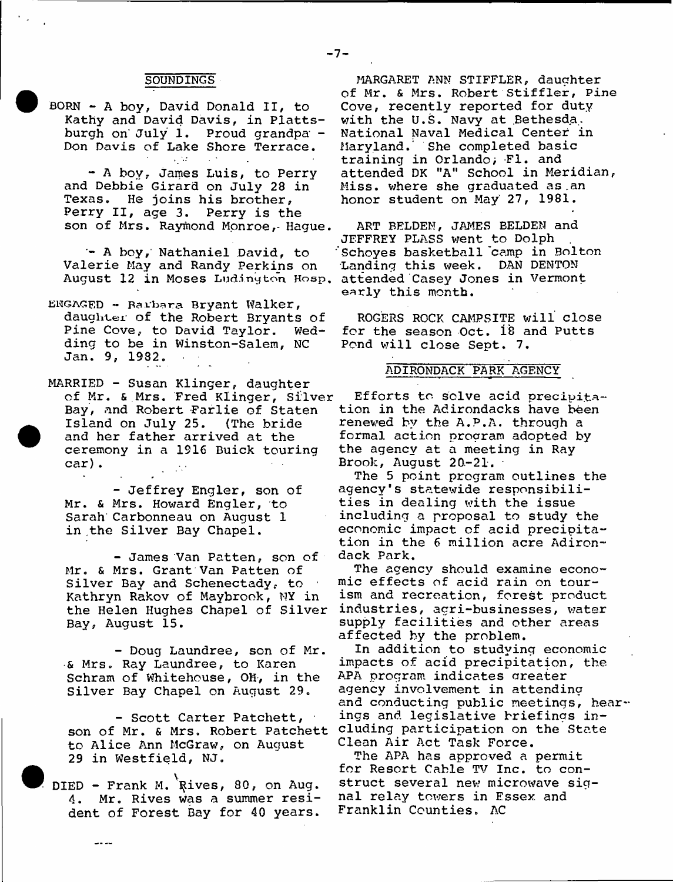## SOUNDINGS

BORN - A boy, David Donald II, to Kathy and David Davis, in Plattsburgh on July 1. Proud grandpa - Don Davis of Lake Shore Terrace.

- A boy, James Luis, to Perry and Debbie Girard on July 28 in Texas. He joins his brother, Perry II, age 3. Perry is the son of Mrs. Raymond Monroe, Hague.

- A boy, Nathaniel David, to Valerie May and Randy Perkins on August 12 in Moses Ludington Hosp.

ENGAGED - Barbara Bryant Walker, daughter of the Robert Bryants of Pine Cove, to David Taylor. Wedding to be in Winston-Salem, NC Jan. 9, 1982.

MARRIED - Susan Klinger, daughter of Mr. & Mrs. Fred Klinger, Silver Bay, and Robert Farlie of Staten Island on July 25. (The bride and her father arrived at the ceremony in a 1916 Buick touring car).

- Jeffrey Engler, son of Mr. & Mrs. Howard Engler, to Sarah Carbonneau on August 1 in the Silver Bay Chapel.

- James Van Patten, son of Mr. & Mrs. Grant Van Patten of Silver Bay and Schenectady, to Kathryn Rakov of Maybrook, NY in the Helen Hughes Chapel of Silver Bay, August 15.

- Doug Laundree, son of Mr. & Mrs. Ray Laundree, to Karen Schram of Whitehouse, OH, in the Silver Bay Chapel on August 29.

- Scott Carter Patchett, son of Mr. & Mrs. Robert Patchett to Alice Ann McGraw, on August 29 in Westfield, NJ.

DIED - Frank M. Rives, 80, on Aug. 4. Mr. Rives was a summer resident of Forest Bay for 40 years.

MARGARET ANN STIFFLER, daughter of Mr. & Mrs. Robert Stiffler, Pine Cove, recently reported for duty with the U.S. Navy at Bethesda National Naval Medical Center in Maryland. She completed basic training in Orlando, Fl. and attended DK "A" School in Meridian, Miss. where she graduated as an honor student on May 27, 1981.

ART BELDEN, JAMES BELDEN and JEFFREY PLASS went to Dolph Schoyes basketball camp in Bolton Landing this week. DAN DENTON attended Casey Jones in Vermont early this month.

ROGERS ROCK CAMPSITE will close for the season Oct. 18 and Putts Pond will close Sept. 7.

## ADIRONDACK PARK AGENCY

Efforts to solve acid precipitation in the Adirondacks have been renewed by the A.P.A. through a formal action program adopted by the agency at a meeting in Ray Brook, August 20-21.

The 5 point program outlines the agency's statewide responsibilities in dealing with the issue including a proposal to study the economic impact of acid precipitation in the 6 million acre Adirondack Park.

The agency should examine economic effects of acid rain on tourism and recreation, forest product industries, agri-businesses, water supply facilities and other areas affected by the problem.

In addition to studying economic impacts of acid precipitation, the APA program indicates greater agency involvement in attending and conducting public meetings, hearings and legislative briefings including participation on the State Clean Air Act Task Force.

The APA has approved a permit for Resort Cable TV Inc. to construct several new microwave signal relay towers in Essex and Franklin Counties. AC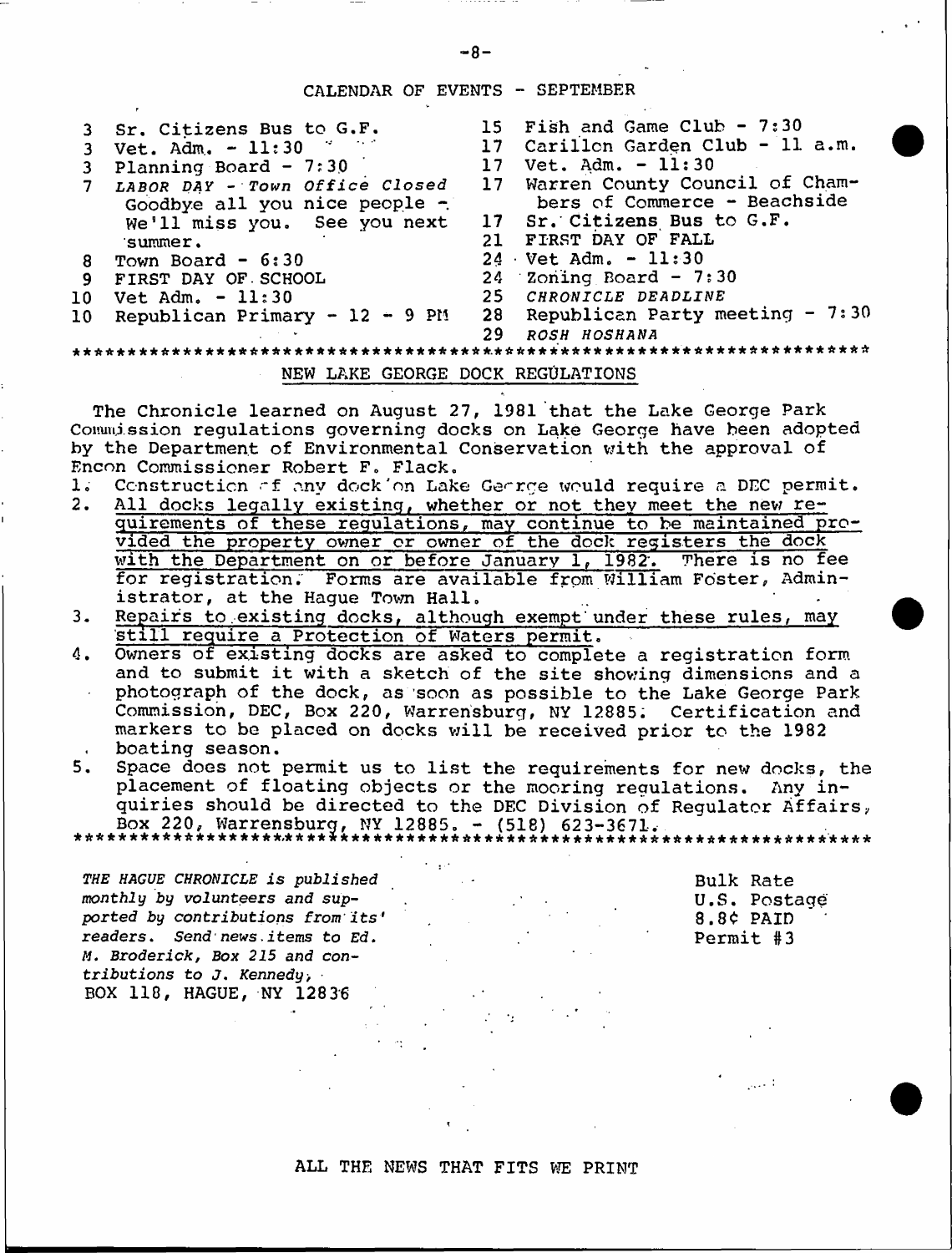## CALENDAR OF EVENTS - SEPTEMBER

3 Sr. Citizens Bus to G.F.
3 Vet. Adm. - 11:30
3 Planning Board - 7:30
7 *LABOR DAY - Town Office Closed* Goodbye all you nice people - We'll miss you. See you next summer.
8 Town Board - 6:30
9 FIRST DAY OF SCHOOL
10 Vet Adm. - 11:30
10 Republican Primary - 12 - 9 PM
15 Fish and Game Club - 7:30
17 Carillon Garden Club - 11 a.m.
17 Vet. Adm. - 11:30
17 Warren County Council of Chambers of Commerce - Beachside
17 Sr. Citizens Bus to G.F.
21 FIRST DAY OF FALL
24 Vet Adm. - 11:30
24 Zoning Board - 7:30
25 *CHRONICLE DEADLINE*
28 Republican Party meeting - 7:30
29 *ROSH HOSHANA*

*****************************************************************

## NEW LAKE GEORGE DOCK REGULATIONS

The Chronicle learned on August 27, 1981 that the Lake George Park Commission regulations governing docks on Lake George have been adopted by the Department of Environmental Conservation with the approval of Encon Commissioner Robert F. Flack.

1. Construction of any dock on Lake George would require a DEC permit.
2. All docks legally existing, whether or not they meet the new requirements of these regulations, may continue to be maintained provided the property owner or owner of the dock registers the dock with the Department on or before January 1, 1982. There is no fee for registration. Forms are available from William Foster, Administrator, at the Hague Town Hall.
3. Repairs to existing docks, although exempt under these rules, may still require a Protection of Waters permit.
4. Owners of existing docks are asked to complete a registration form and to submit it with a sketch of the site showing dimensions and a photograph of the dock, as soon as possible to the Lake George Park Commission, DEC, Box 220, Warrensburg, NY 12885. Certification and markers to be placed on docks will be received prior to the 1982 boating season.
5. Space does not permit us to list the requirements for new docks, the placement of floating objects or the mooring regulations. Any inquiries should be directed to the DEC Division of Regulator Affairs, Box 220, Warrensburg, NY 12885. - (518) 623-3671.

*****************************************************************

*THE HAGUE CHRONICLE is published monthly by volunteers and supported by contributions from its' readers. Send news items to Ed. M. Broderick, Box 215 and contributions to J. Kennedy,* BOX 118, HAGUE, NY 12836

Bulk Rate
U.S. Postage
8.8¢ PAID
Permit #3

ALL THE NEWS THAT FITS WE PRINT